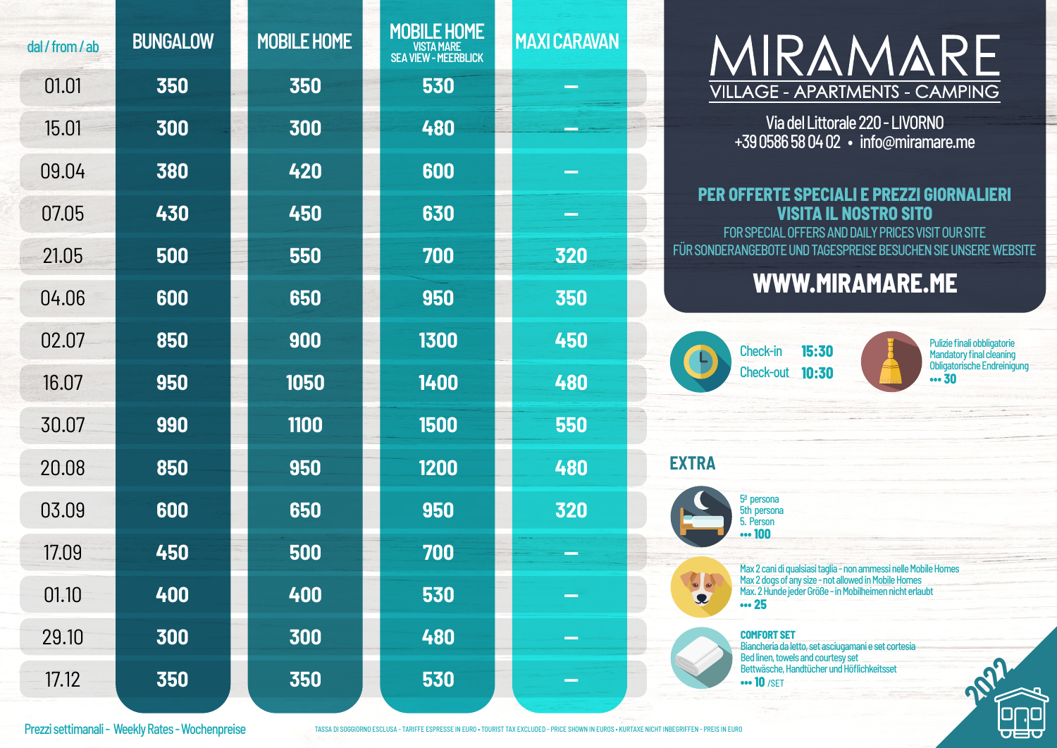# MIRAMARE

## VILLAGE - APARTMENTS - CAMPING

Via del Littorale 220 - LIVORNO
+39 0586 58 04 02 • info@miramare.me

**PER OFFERTE SPECIALI E PREZZI GIORNALIERI VISITA IL NOSTRO SITO**
FOR SPECIAL OFFERS AND DAILY PRICES VISIT OUR SITE
FÜR SONDERANGEBOTE UND TAGESPREISE BESUCHEN SIE UNSERE WEBSITE

**WWW.MIRAMARE.ME**

| dal / from / ab | BUNGALOW | MOBILE HOME | MOBILE HOME VISTA MARE SEA VIEW - MEERBLICK | MAXI CARAVAN |
|---|---|---|---|---|
| 01.01 | 350 | 350 | 530 | – |
| 15.01 | 300 | 300 | 480 | – |
| 09.04 | 380 | 420 | 600 | – |
| 07.05 | 430 | 450 | 630 | – |
| 21.05 | 500 | 550 | 700 | 320 |
| 04.06 | 600 | 650 | 950 | 350 |
| 02.07 | 850 | 900 | 1300 | 450 |
| 16.07 | 950 | 1050 | 1400 | 480 |
| 30.07 | 990 | 1100 | 1500 | 550 |
| 20.08 | 850 | 950 | 1200 | 480 |
| 03.09 | 600 | 650 | 950 | 320 |
| 17.09 | 450 | 500 | 700 | – |
| 01.10 | 400 | 400 | 530 | – |
| 29.10 | 300 | 300 | 480 | – |
| 17.12 | 350 | 350 | 530 | – |

Prezzi settimanali - Weekly Rates - Wochenpreise

TASSA DI SOGGIORNO ESCLUSA - TARIFFE ESPRESSE IN EURO • TOURIST TAX EXCLUDED - PRICE SHOWN IN EUROS • KURTAXE NICHT INBEGRIFFEN - PREIS IN EURO

Check-in **15:30**
Check-out **10:30**

Pulizie finali obbligatorie
Mandatory final cleaning
Obligatorische Endreinigung
••• **30**

## EXTRA

5ª persona
5th persona
5. Person
••• **100**

Max 2 cani di qualsiasi taglia - non ammessi nelle Mobile Homes
Max 2 dogs of any size - not allowed in Mobile Homes
Max. 2 Hunde jeder Größe - in Mobilheimen nicht erlaubt
••• **25**

**COMFORT SET**
Biancheria da letto, set asciugamani e set cortesia
Bed linen, towels and courtesy set
Bettwäsche, Handtücher und Höflichkeitsset
••• **10** /SET

2022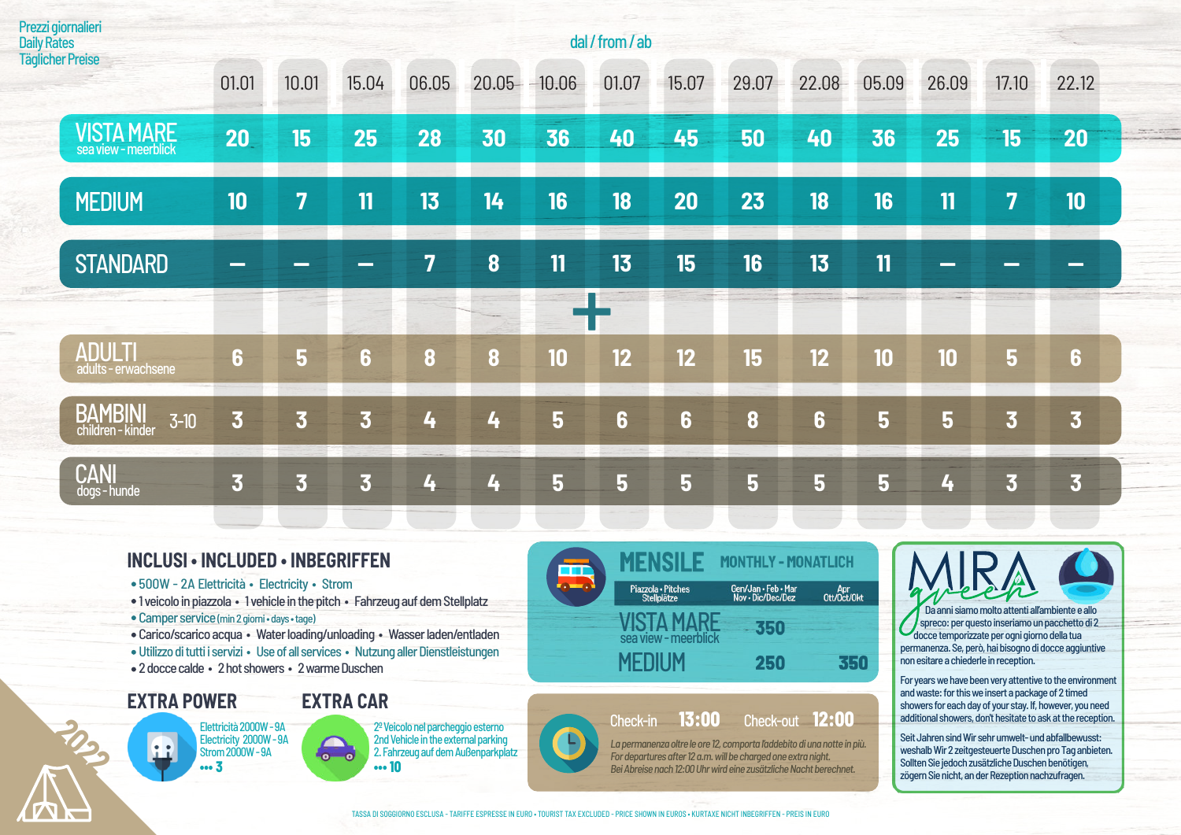Prezzi giornalieri
Daily Rates
Täglicher Preise

dal / from / ab

| | 01.01 | 10.01 | 15.04 | 06.05 | 20.05 | 10.06 | 01.07 | 15.07 | 29.07 | 22.08 | 05.09 | 26.09 | 17.10 | 22.12 |
|---|---|---|---|---|---|---|---|---|---|---|---|---|---|---|
| VISTA MARE sea view - meerblick | 20 | 15 | 25 | 28 | 30 | 36 | 40 | 45 | 50 | 40 | 36 | 25 | 15 | 20 |
| MEDIUM | 10 | 7 | 11 | 13 | 14 | 16 | 18 | 20 | 23 | 18 | 16 | 11 | 7 | 10 |
| STANDARD | – | – | – | 7 | 8 | 11 | 13 | 15 | 16 | 13 | 11 | – | – | – |
| + | | | | | | | | | | | | | | |
| ADULTI adults - erwachsene | 6 | 5 | 6 | 8 | 8 | 10 | 12 | 12 | 15 | 12 | 10 | 10 | 5 | 6 |
| BAMBINI children - kinder 3-10 | 3 | 3 | 3 | 4 | 4 | 5 | 6 | 6 | 8 | 6 | 5 | 5 | 3 | 3 |
| CANI dogs - hunde | 3 | 3 | 3 | 4 | 4 | 5 | 5 | 5 | 5 | 5 | 5 | 4 | 3 | 3 |

## INCLUSI • INCLUDED • INBEGRIFFEN

- 500W - 2A Elettricità • Electricity • Strom
- 1 veicolo in piazzola • 1 vehicle in the pitch • Fahrzeug auf dem Stellplatz
- Camper service (min 2 giorni • days • tage)
- Carico/scarico acqua • Water loading/unloading • Wasser laden/entladen
- Utilizzo di tutti i servizi • Use of all services • Nutzung aller Dienstleistungen
- 2 docce calde • 2 hot showers • 2 warme Duschen

## EXTRA POWER

Elettricità 2000W - 9A
Electricity 2000W - 9A
Strom 2000W - 9A
••• 3

## EXTRA CAR

2º Veicolo nel parcheggio esterno
2nd Vehicle in the external parking
2. Fahrzeug auf dem Außenparkplatz
••• 10

## MENSILE MONTHLY - MONATLICH

| Piazzola • Pitches Stellplätze | Gen/Jan • Feb • Mar Nov • Dic/Dec/Dez | Apr Ott/Oct/Okt |
|---|---|---|
| VISTA MARE sea view - meerblick | 350 | |
| MEDIUM | 250 | 350 |

Check-in 13:00 Check-out 12:00

*La permanenza oltre le ore 12, comporta l'addebito di una notte in più.*
*For departures after 12 a.m. will be charged one extra night.*
*Bei Abreise nach 12:00 Uhr wird eine zusätzliche Nacht berechnet.*

## MIRA green

Da anni siamo molto attenti all'ambiente e allo spreco: per questo inseriamo un pacchetto di 2 docce temporizzate per ogni giorno della tua permanenza. Se, però, hai bisogno di docce aggiuntive non esitare a chiederle in reception.

For years we have been very attentive to the environment and waste: for this we insert a package of 2 timed showers for each day of your stay. If, however, you need additional showers, don't hesitate to ask at the reception.

Seit Jahren sind Wir sehr umwelt- und abfallbewusst: weshalb Wir 2 zeitgesteuerte Duschen pro Tag anbieten. Sollten Sie jedoch zusätzliche Duschen benötigen, zögern Sie nicht, an der Rezeption nachzufragen.

2022

TASSA DI SOGGIORNO ESCLUSA - TARIFFE ESPRESSE IN EURO • TOURIST TAX EXCLUDED - PRICE SHOWN IN EUROS • KURTAXE NICHT INBEGRIFFEN - PREIS IN EURO